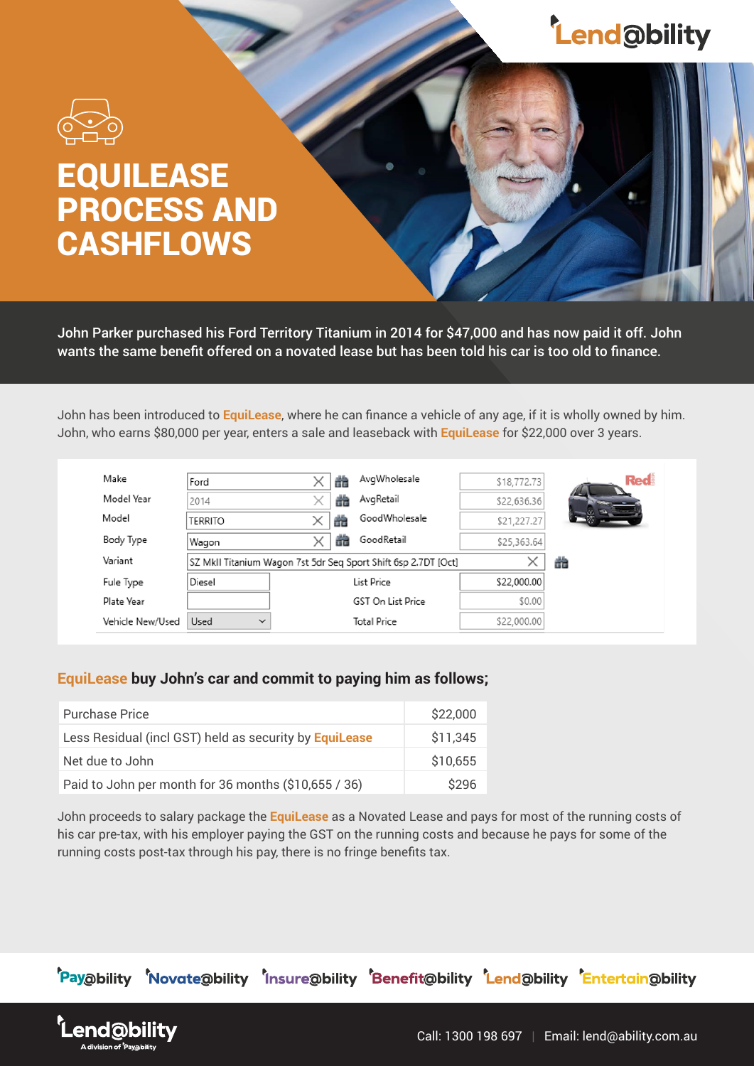# EQUILEASE PROCESS AND CASHFLOWS

John Parker purchased his Ford Territory Titanium in 2014 for $47,000 and has now paid it off. John wants the same benefit offered on a novated lease but has been told his car is too old to finance.

John has been introduced to **EquiLease**, where he can finance a vehicle of any age, if it is wholly owned by him. John, who earns $80,000 per year, enters a sale and leaseback with **EquiLease** for $22,000 over 3 years.

| | | | |
|---|---|---|---|
| Make | Ford | AvgWholesale | $18,772.73 |
| Model Year | 2014 | AvgRetail | $22,636.36 |
| Model | TERRITO | GoodWholesale | $21,227.27 |
| Body Type | Wagon | GoodRetail | $25,363.64 |
| Variant | SZ MkII Titanium Wagon 7st 5dr Seq Sport Shift 6sp 2.7DT [Oct] | | |
| Fule Type | Diesel | List Price | $22,000.00 |
| Plate Year | | GST On List Price | $0.00 |
| Vehicle New/Used | Used | Total Price | $22,000.00 |

## EquiLease buy John's car and commit to paying him as follows;

| | |
|---|---|
| Purchase Price | $22,000 |
| Less Residual (incl GST) held as security by **EquiLease** | $11,345 |
| Net due to John | $10,655 |
| Paid to John per month for 36 months ($10,655 / 36) | $296 |

John proceeds to salary package the **EquiLease** as a Novated Lease and pays for most of the running costs of his car pre-tax, with his employer paying the GST on the running costs and because he pays for some of the running costs post-tax through his pay, there is no fringe benefits tax.

Pay@bility Novate@bility Insure@bility Benefit@bility Lend@bility Entertain@bility

Lend@bility A division of Pay@bility

Call: 1300 198 697 | Email: lend@ability.com.au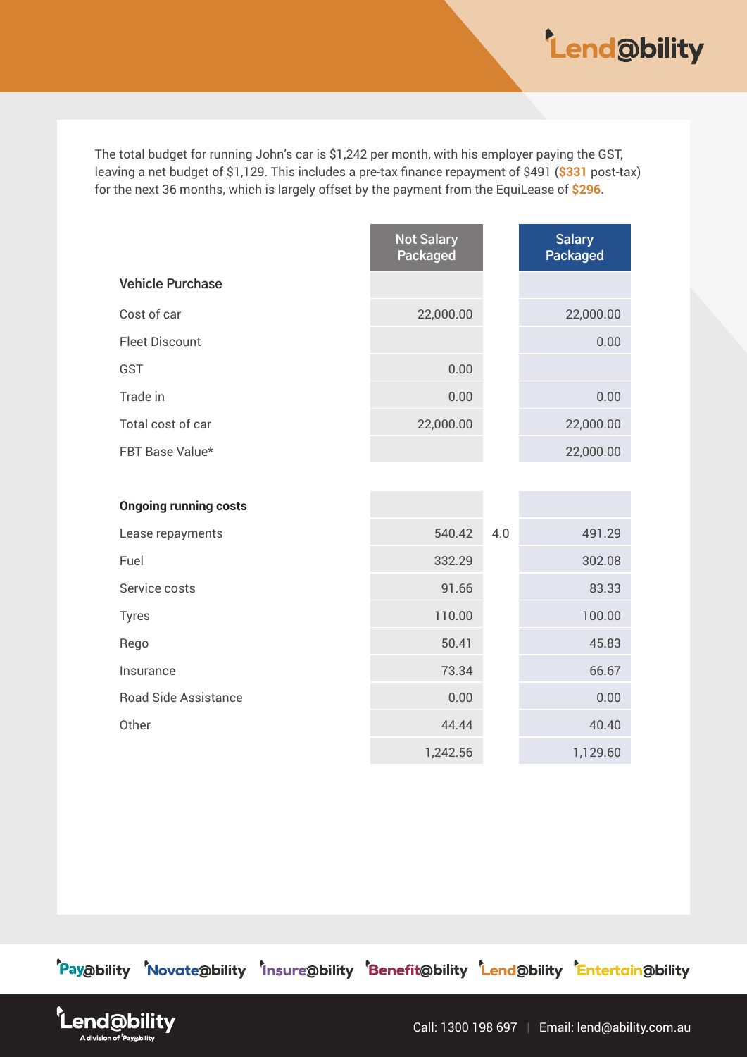The total budget for running John's car is $1,242 per month, with his employer paying the GST, leaving a net budget of $1,129. This includes a pre-tax finance repayment of $491 (**$331** post-tax) for the next 36 months, which is largely offset by the payment from the EquiLease of **$296**.

| | Not Salary Packaged | | Salary Packaged |
|---|---|---|---|
| **Vehicle Purchase** | | | |
| Cost of car | 22,000.00 | | 22,000.00 |
| Fleet Discount | | | 0.00 |
| GST | 0.00 | | |
| Trade in | 0.00 | | 0.00 |
| Total cost of car | 22,000.00 | | 22,000.00 |
| FBT Base Value* | | | 22,000.00 |
| | | | |
| **Ongoing running costs** | | | |
| Lease repayments | 540.42 | 4.0 | 491.29 |
| Fuel | 332.29 | | 302.08 |
| Service costs | 91.66 | | 83.33 |
| Tyres | 110.00 | | 100.00 |
| Rego | 50.41 | | 45.83 |
| Insurance | 73.34 | | 66.67 |
| Road Side Assistance | 0.00 | | 0.00 |
| Other | 44.44 | | 40.40 |
| | 1,242.56 | | 1,129.60 |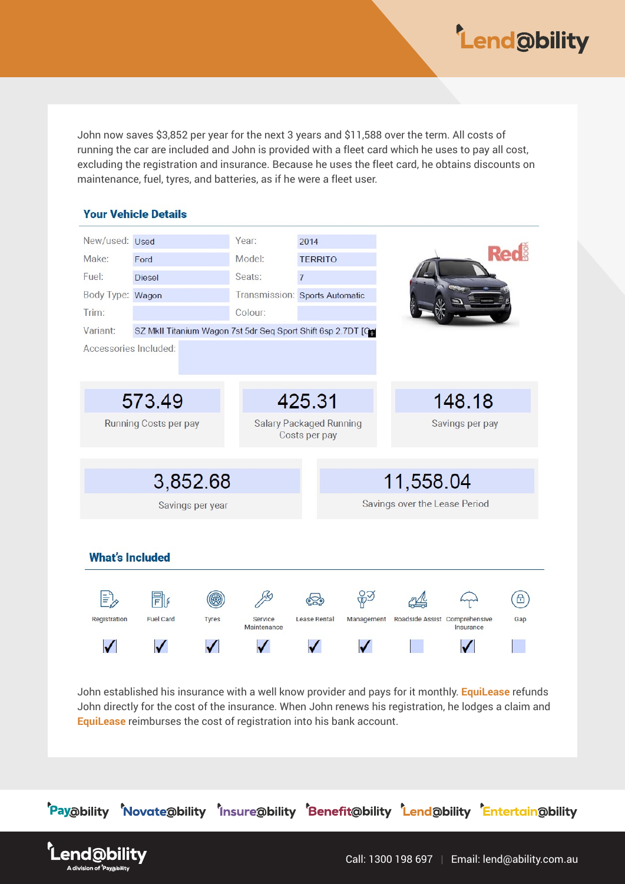John now saves $3,852 per year for the next 3 years and $11,588 over the term. All costs of running the car are included and John is provided with a fleet card which he uses to pay all cost, excluding the registration and insurance. Because he uses the fleet card, he obtains discounts on maintenance, fuel, tyres, and batteries, as if he were a fleet user.

## Your Vehicle Details

| | | | |
|---|---|---|---|
| New/used: | Used | Year: | 2014 |
| Make: | Ford | Model: | TERRITO |
| Fuel: | Diesel | Seats: | 7 |
| Body Type: | Wagon | Transmission: | Sports Automatic |
| Trim: | | Colour: | |
| Variant: | SZ MkII Titanium Wagon 7st 5dr Seq Sport Shift 6sp 2.7DT [C | | |
| Accessories Included: | | | |

| 573.49 | 425.31 | 148.18 |
|---|---|---|
| Running Costs per pay | Salary Packaged Running Costs per pay | Savings per pay |

| 3,852.68 | 11,558.04 |
|---|---|
| Savings per year | Savings over the Lease Period |

## What's Included

| Registration | Fuel Card | Tyres | Service Maintenance | Lease Rental | Management | Roadside Assist | Comprehensive Insurance | Gap |
|---|---|---|---|---|---|---|---|---|
| ✓ | ✓ | ✓ | ✓ | ✓ | ✓ | | ✓ | |

John established his insurance with a well know provider and pays for it monthly. **EquiLease** refunds John directly for the cost of the insurance. When John renews his registration, he lodges a claim and **EquiLease** reimburses the cost of registration into his bank account.

Pay@bility Novate@bility Insure@bility Benefit@bility Lend@bility Entertain@bility

Lend@bility A division of Pay@bility

Call: 1300 198 697 | Email: lend@ability.com.au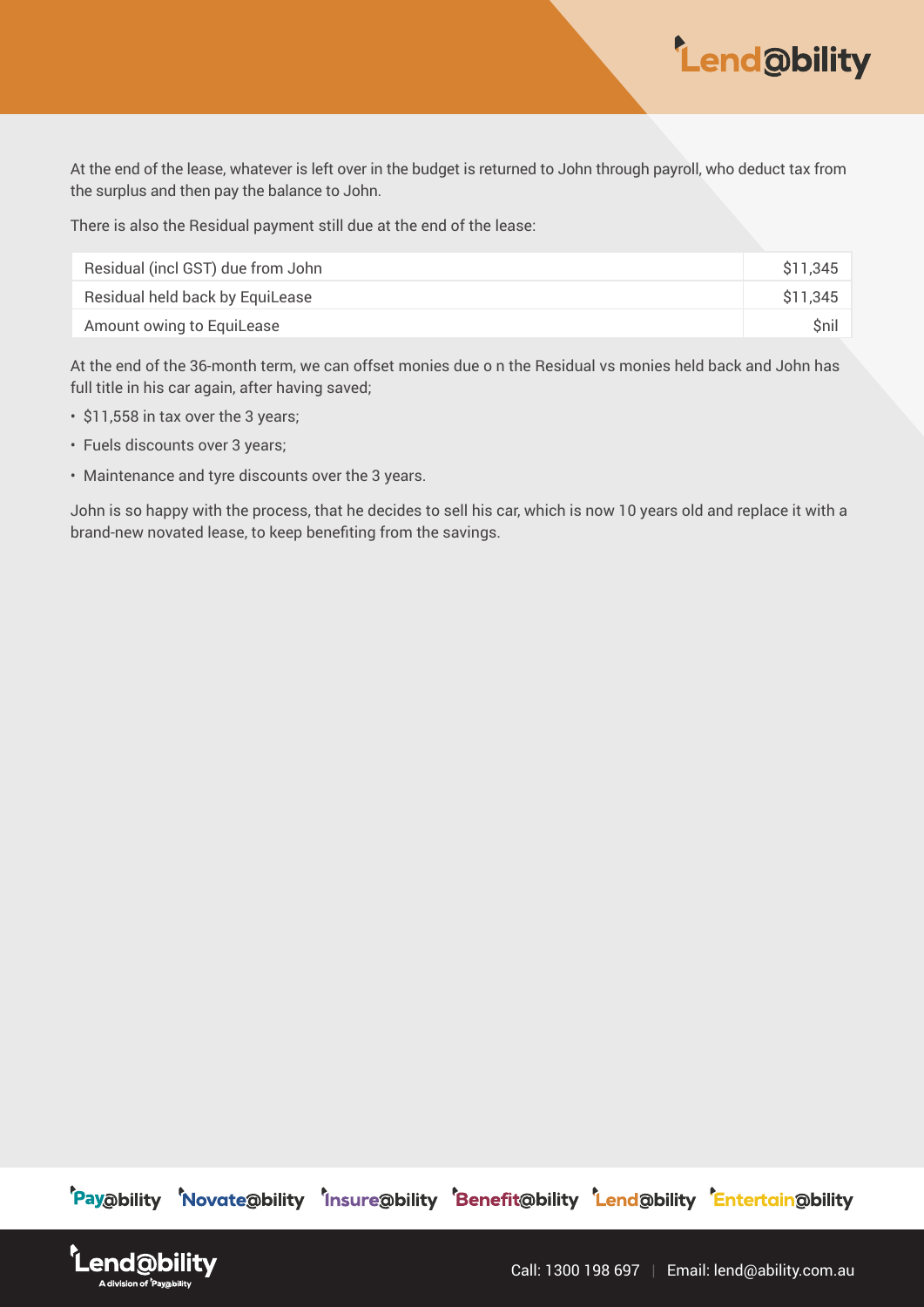At the end of the lease, whatever is left over in the budget is returned to John through payroll, who deduct tax from the surplus and then pay the balance to John.

There is also the Residual payment still due at the end of the lease:

| | |
|---|---|
| Residual (incl GST) due from John | $11,345 |
| Residual held back by EquiLease | $11,345 |
| Amount owing to EquiLease | $nil |

At the end of the 36-month term, we can offset monies due o n the Residual vs monies held back and John has full title in his car again, after having saved;

- $11,558 in tax over the 3 years;
- Fuels discounts over 3 years;
- Maintenance and tyre discounts over the 3 years.

John is so happy with the process, that he decides to sell his car, which is now 10 years old and replace it with a brand-new novated lease, to keep benefiting from the savings.